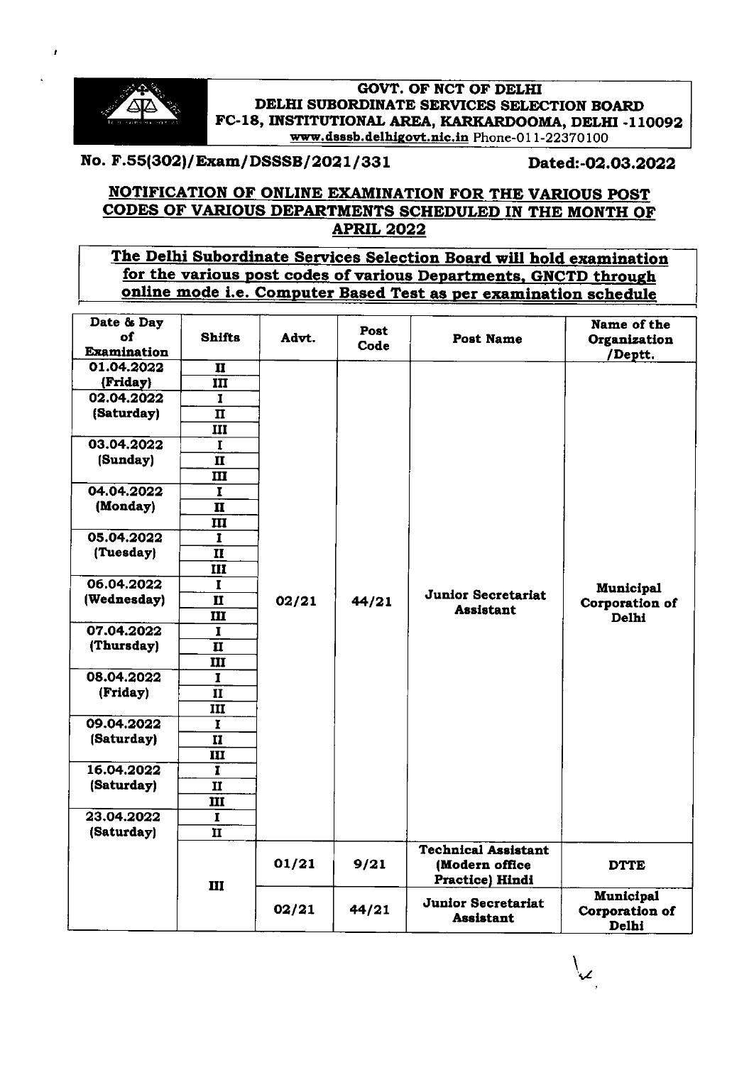**GOVT. OF NCT OF DELHI**
**DELHI SUBORDINATE SERVICES SELECTION BOARD**
**FC-18, INSTITUTIONAL AREA, KARKARDOOMA, DELHI -110092**
www.dsssb.delhigovt.nic.in Phone-011-22370100

**No. F.55(302)/Exam/DSSSB/2021/331** **Dated:-02.03.2022**

## NOTIFICATION OF ONLINE EXAMINATION FOR THE VARIOUS POST CODES OF VARIOUS DEPARTMENTS SCHEDULED IN THE MONTH OF APRIL 2022

**The Delhi Subordinate Services Selection Board will hold examination for the various post codes of various Departments, GNCTD through online mode i.e. Computer Based Test as per examination schedule**

| Date & Day of Examination | Shifts | Advt. | Post Code | Post Name | Name of the Organization /Deptt. |
|---|---|---|---|---|---|
| 01.04.2022 (Friday) | II | 02/21 | 44/21 | Junior Secretariat Assistant | Municipal Corporation of Delhi |
| | III | | | | |
| 02.04.2022 (Saturday) | I | | | | |
| | II | | | | |
| | III | | | | |
| 03.04.2022 (Sunday) | I | | | | |
| | II | | | | |
| | III | | | | |
| 04.04.2022 (Monday) | I | | | | |
| | II | | | | |
| | III | | | | |
| 05.04.2022 (Tuesday) | I | | | | |
| | II | | | | |
| | III | | | | |
| 06.04.2022 (Wednesday) | I | | | | |
| | II | | | | |
| | III | | | | |
| 07.04.2022 (Thursday) | I | | | | |
| | II | | | | |
| | III | | | | |
| 08.04.2022 (Friday) | I | | | | |
| | II | | | | |
| | III | | | | |
| 09.04.2022 (Saturday) | I | | | | |
| | II | | | | |
| | III | | | | |
| 16.04.2022 (Saturday) | I | | | | |
| | II | | | | |
| | III | | | | |
| 23.04.2022 (Saturday) | I | | | | |
| | II | | | | |
| | III | 01/21 | 9/21 | Technical Assistant (Modern office Practice) Hindi | DTTE |
| | | 02/21 | 44/21 | Junior Secretariat Assistant | Municipal Corporation of Delhi |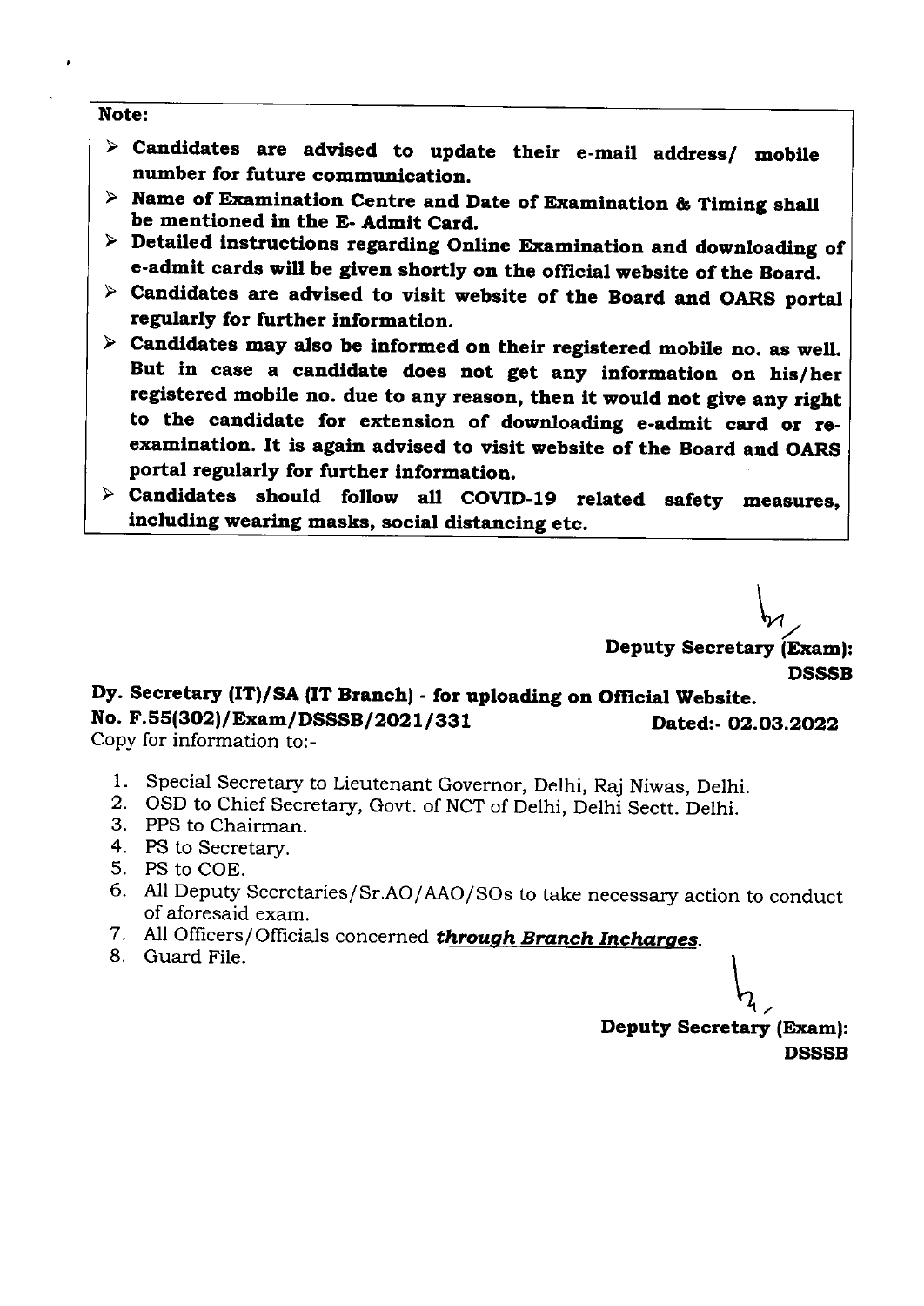**Note:**

- **Candidates are advised to update their e-mail address/ mobile number for future communication.**
- **Name of Examination Centre and Date of Examination & Timing shall be mentioned in the E- Admit Card.**
- **Detailed instructions regarding Online Examination and downloading of e-admit cards will be given shortly on the official website of the Board.**
- **Candidates are advised to visit website of the Board and OARS portal regularly for further information.**
- **Candidates may also be informed on their registered mobile no. as well. But in case a candidate does not get any information on his/her registered mobile no. due to any reason, then it would not give any right to the candidate for extension of downloading e-admit card or re-examination. It is again advised to visit website of the Board and OARS portal regularly for further information.**
- **Candidates should follow all COVID-19 related safety measures, including wearing masks, social distancing etc.**

**Deputy Secretary (Exam):**
**DSSSB**

**Dy. Secretary (IT)/SA (IT Branch) - for uploading on Official Website.**
**No. F.55(302)/Exam/DSSSB/2021/331** **Dated:- 02.03.2022**
Copy for information to:-

1. Special Secretary to Lieutenant Governor, Delhi, Raj Niwas, Delhi.
2. OSD to Chief Secretary, Govt. of NCT of Delhi, Delhi Sectt. Delhi.
3. PPS to Chairman.
4. PS to Secretary.
5. PS to COE.
6. All Deputy Secretaries/Sr.AO/AAO/SOs to take necessary action to conduct of aforesaid exam.
7. All Officers/Officials concerned ***through Branch Incharges***.
8. Guard File.

**Deputy Secretary (Exam):**
**DSSSB**